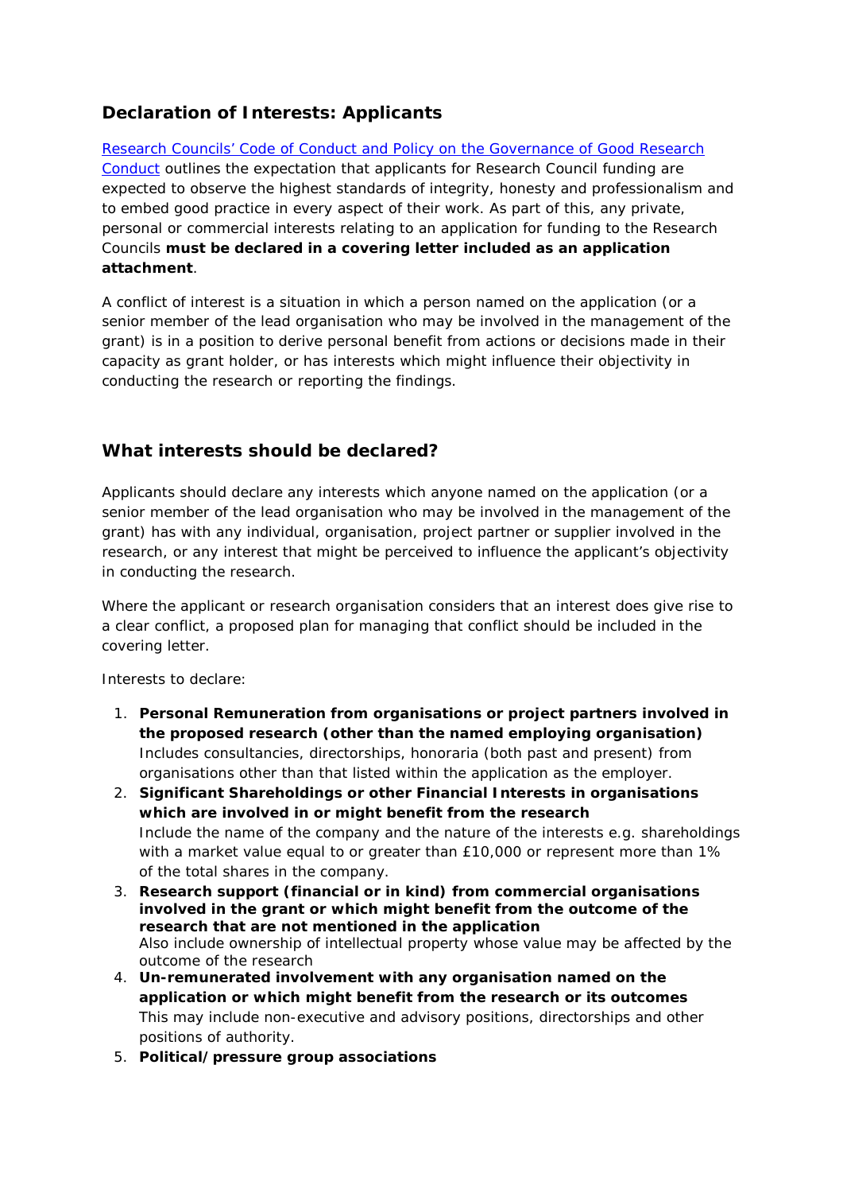## Declaration of Interests: Applicants

[Research Councils' Code of Conduct and Policy on the Governance of Good Research Conduct] outlines the expectation that applicants for Research Council funding are expected to observe the highest standards of integrity, honesty and professionalism and to embed good practice in every aspect of their work. As part of this, any private, personal or commercial interests relating to an application for funding to the Research Councils **must be declared in a covering letter included as an application attachment**.

A conflict of interest is a situation in which a person named on the application (or a senior member of the lead organisation who may be involved in the management of the grant) is in a position to derive personal benefit from actions or decisions made in their capacity as grant holder, or has interests which might influence their objectivity in conducting the research or reporting the findings.

## What interests should be declared?

Applicants should declare any interests which anyone named on the application (or a senior member of the lead organisation who may be involved in the management of the grant) has with any individual, organisation, project partner or supplier involved in the research, or any interest that might be perceived to influence the applicant's objectivity in conducting the research.

Where the applicant or research organisation considers that an interest does give rise to a clear conflict, a proposed plan for managing that conflict should be included in the covering letter.

Interests to declare:

1. **Personal Remuneration from organisations or project partners involved in the proposed research (other than the named employing organisation)**
   Includes consultancies, directorships, honoraria (both past and present) from organisations other than that listed within the application as the employer.
2. **Significant Shareholdings or other Financial Interests in organisations which are involved in or might benefit from the research**
   Include the name of the company and the nature of the interests e.g. shareholdings with a market value equal to or greater than £10,000 or represent more than 1% of the total shares in the company.
3. **Research support (financial or in kind) from commercial organisations involved in the grant or which might benefit from the outcome of the research that are not mentioned in the application**
   Also include ownership of intellectual property whose value may be affected by the outcome of the research
4. **Un-remunerated involvement with any organisation named on the application or which might benefit from the research or its outcomes**
   This may include non-executive and advisory positions, directorships and other positions of authority.
5. **Political/pressure group associations**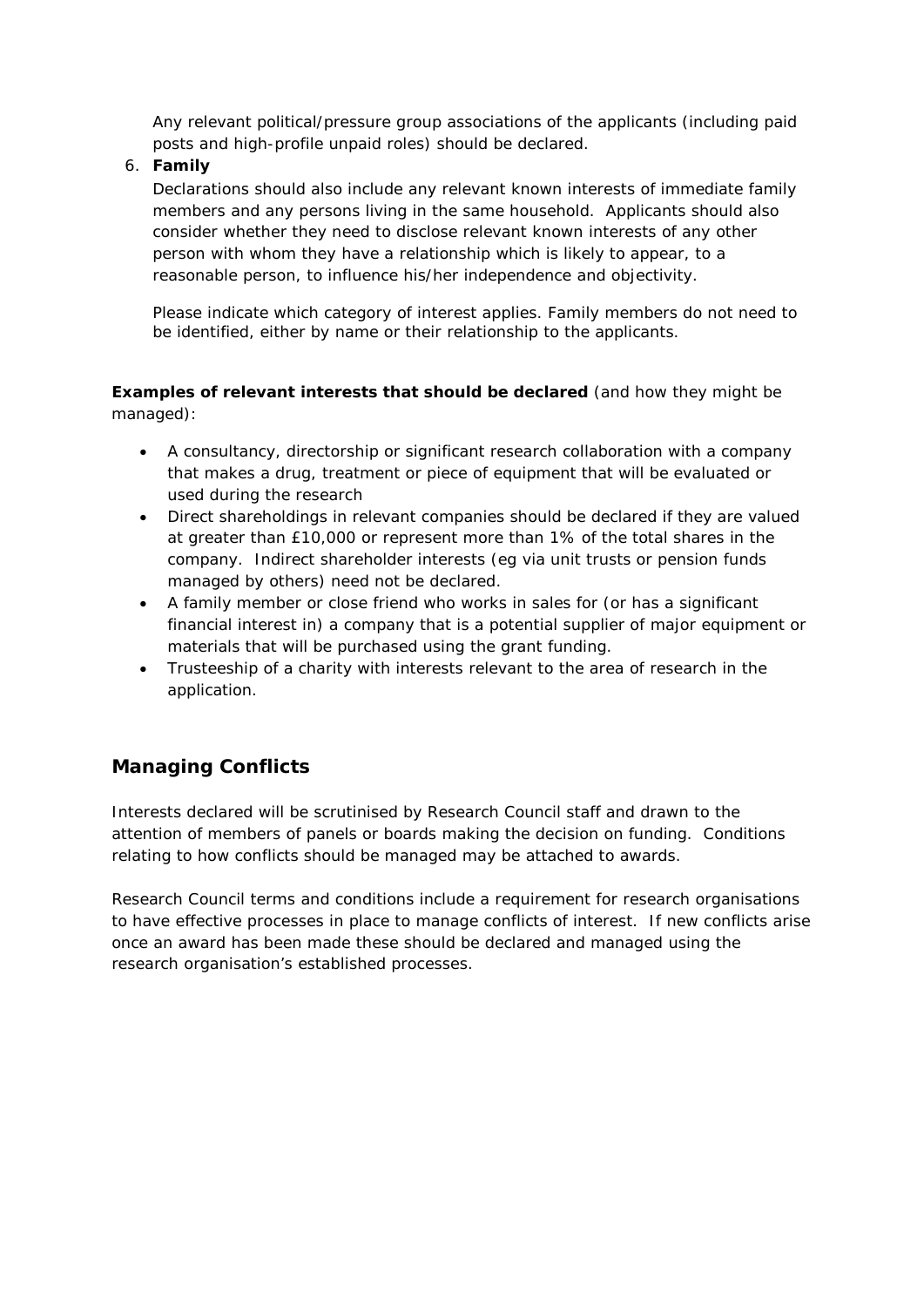Any relevant political/pressure group associations of the applicants (including paid posts and high-profile unpaid roles) should be declared.

6. **Family**

   Declarations should also include any relevant known interests of immediate family members and any persons living in the same household. Applicants should also consider whether they need to disclose relevant known interests of any other person with whom they have a relationship which is likely to appear, to a reasonable person, to influence his/her independence and objectivity.

   Please indicate which category of interest applies. Family members do not need to be identified, either by name or their relationship to the applicants.

**Examples of relevant interests that should be declared** (and how they might be managed):

- A consultancy, directorship or significant research collaboration with a company that makes a drug, treatment or piece of equipment that will be evaluated or used during the research
- Direct shareholdings in relevant companies should be declared if they are valued at greater than £10,000 or represent more than 1% of the total shares in the company. Indirect shareholder interests (eg via unit trusts or pension funds managed by others) need not be declared.
- A family member or close friend who works in sales for (or has a significant financial interest in) a company that is a potential supplier of major equipment or materials that will be purchased using the grant funding.
- Trusteeship of a charity with interests relevant to the area of research in the application.

## Managing Conflicts

Interests declared will be scrutinised by Research Council staff and drawn to the attention of members of panels or boards making the decision on funding. Conditions relating to how conflicts should be managed may be attached to awards.

Research Council terms and conditions include a requirement for research organisations to have effective processes in place to manage conflicts of interest. If new conflicts arise once an award has been made these should be declared and managed using the research organisation's established processes.